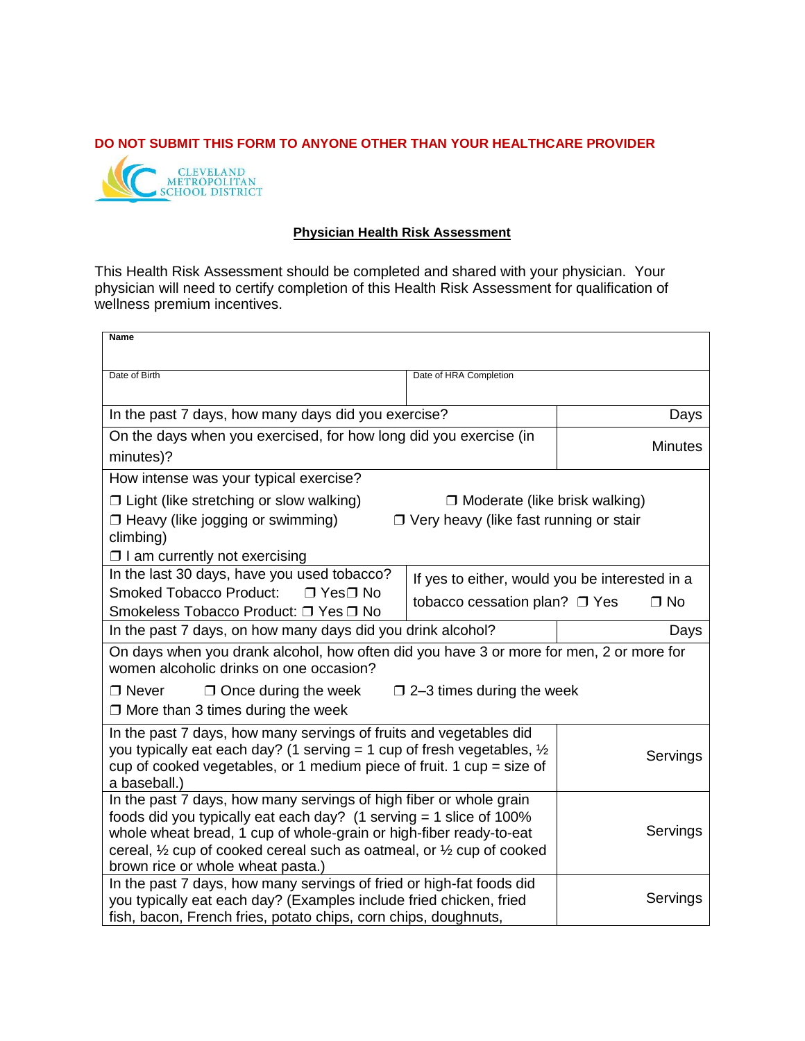**DO NOT SUBMIT THIS FORM TO ANYONE OTHER THAN YOUR HEALTHCARE PROVIDER**

CLEVELAND METROPOLITAN SCHOOL DISTRICT

## Physician Health Risk Assessment

This Health Risk Assessment should be completed and shared with your physician. Your physician will need to certify completion of this Health Risk Assessment for qualification of wellness premium incentives.

| **Name** | |
|---|---|
| Date of Birth | Date of HRA Completion |
| In the past 7 days, how many days did you exercise? | Days |
| On the days when you exercised, for how long did you exercise (in minutes)? | Minutes |
| How intense was your typical exercise?<br>❐ Light (like stretching or slow walking) ❐ Moderate (like brisk walking)<br>❐ Heavy (like jogging or swimming) ❐ Very heavy (like fast running or stair climbing)<br>❐ I am currently not exercising | |
| In the last 30 days, have you used tobacco?<br>Smoked Tobacco Product: ❐ Yes❐ No<br>Smokeless Tobacco Product: ❐ Yes ❐ No | If yes to either, would you be interested in a tobacco cessation plan? ❐ Yes ❐ No |
| In the past 7 days, on how many days did you drink alcohol? | Days |
| On days when you drank alcohol, how often did you have 3 or more for men, 2 or more for women alcoholic drinks on one occasion?<br>❐ Never ❐ Once during the week ❐ 2–3 times during the week<br>❐ More than 3 times during the week | |
| In the past 7 days, how many servings of fruits and vegetables did you typically eat each day? (1 serving = 1 cup of fresh vegetables, ½ cup of cooked vegetables, or 1 medium piece of fruit. 1 cup = size of a baseball.) | Servings |
| In the past 7 days, how many servings of high fiber or whole grain foods did you typically eat each day? (1 serving = 1 slice of 100% whole wheat bread, 1 cup of whole-grain or high-fiber ready-to-eat cereal, ½ cup of cooked cereal such as oatmeal, or ½ cup of cooked brown rice or whole wheat pasta.) | Servings |
| In the past 7 days, how many servings of fried or high-fat foods did you typically eat each day? (Examples include fried chicken, fried fish, bacon, French fries, potato chips, corn chips, doughnuts, | Servings |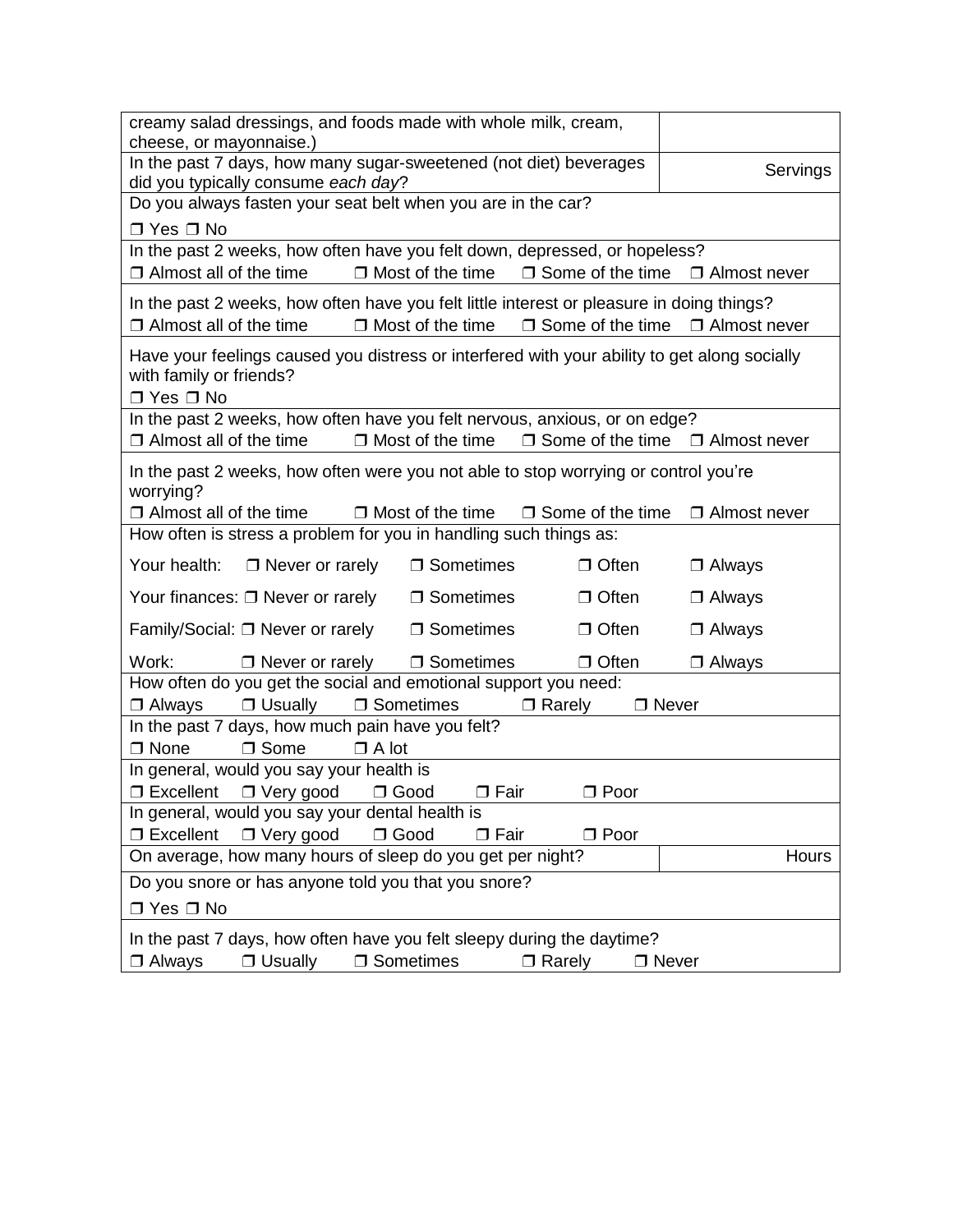| | |
|---|---|
| creamy salad dressings, and foods made with whole milk, cream, cheese, or mayonnaise.) | |
| In the past 7 days, how many sugar-sweetened (not diet) beverages did you typically consume *each day*? | Servings |
| Do you always fasten your seat belt when you are in the car?<br>❒ Yes ❒ No | |
| In the past 2 weeks, how often have you felt down, depressed, or hopeless?<br>❒ Almost all of the time ❒ Most of the time ❒ Some of the time ❒ Almost never | |
| In the past 2 weeks, how often have you felt little interest or pleasure in doing things?<br>❒ Almost all of the time ❒ Most of the time ❒ Some of the time ❒ Almost never | |
| Have your feelings caused you distress or interfered with your ability to get along socially with family or friends?<br>❒ Yes ❒ No | |
| In the past 2 weeks, how often have you felt nervous, anxious, or on edge?<br>❒ Almost all of the time ❒ Most of the time ❒ Some of the time ❒ Almost never | |
| In the past 2 weeks, how often were you not able to stop worrying or control you're worrying?<br>❒ Almost all of the time ❒ Most of the time ❒ Some of the time ❒ Almost never | |
| How often is stress a problem for you in handling such things as:<br>Your health: ❒ Never or rarely ❒ Sometimes ❒ Often ❒ Always<br>Your finances: ❒ Never or rarely ❒ Sometimes ❒ Often ❒ Always<br>Family/Social: ❒ Never or rarely ❒ Sometimes ❒ Often ❒ Always<br>Work: ❒ Never or rarely ❒ Sometimes ❒ Often ❒ Always | |
| How often do you get the social and emotional support you need:<br>❒ Always ❒ Usually ❒ Sometimes ❒ Rarely ❒ Never | |
| In the past 7 days, how much pain have you felt?<br>❒ None ❒ Some ❒ A lot | |
| In general, would you say your health is<br>❒ Excellent ❒ Very good ❒ Good ❒ Fair ❒ Poor | |
| In general, would you say your dental health is<br>❒ Excellent ❒ Very good ❒ Good ❒ Fair ❒ Poor | |
| On average, how many hours of sleep do you get per night? | Hours |
| Do you snore or has anyone told you that you snore?<br>❒ Yes ❒ No | |
| In the past 7 days, how often have you felt sleepy during the daytime?<br>❒ Always ❒ Usually ❒ Sometimes ❒ Rarely ❒ Never | |